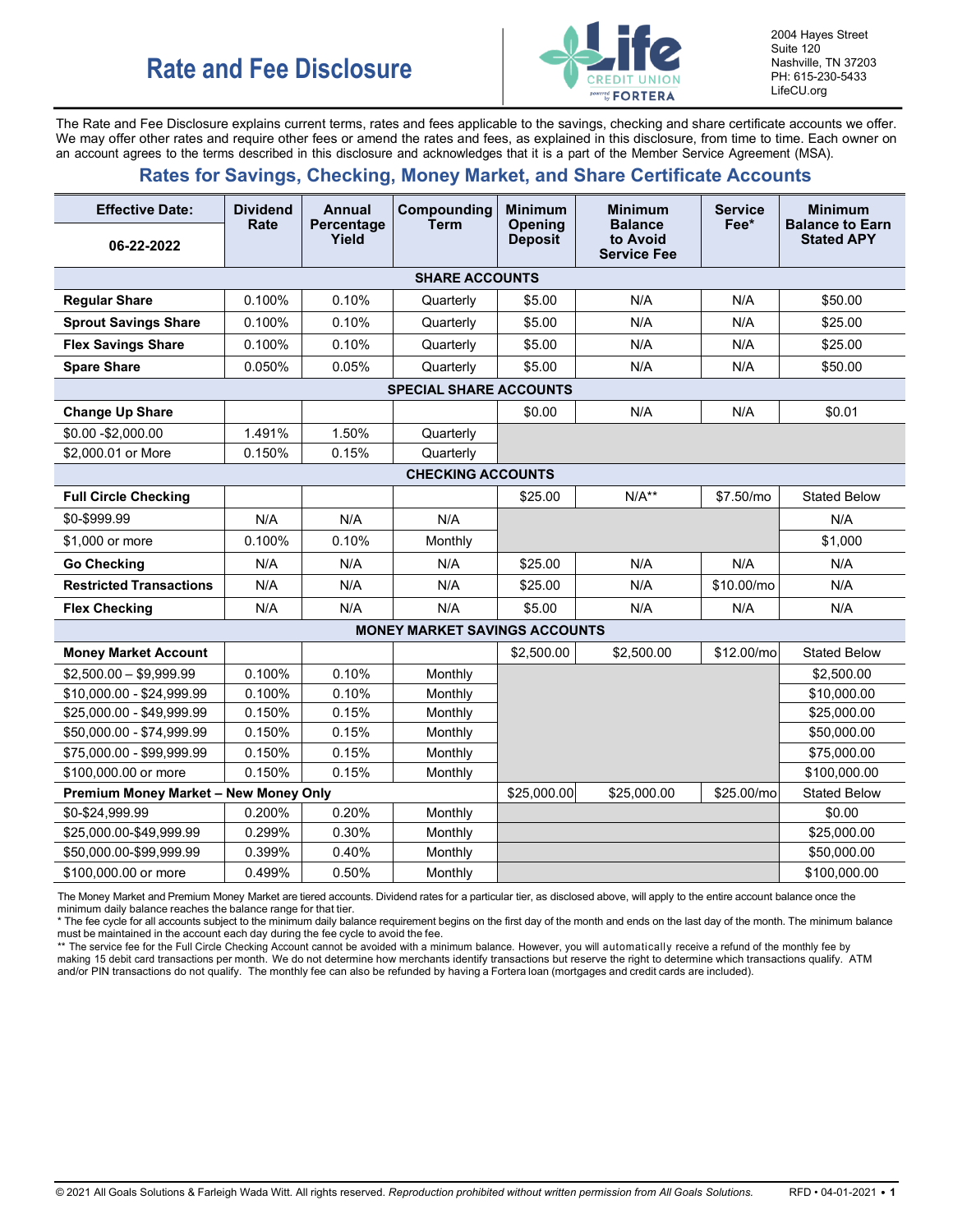# Rate and Fee Disclosure

Life Credit Union powered by Fortera

2004 Hayes Street
Suite 120
Nashville, TN 37203
PH: 615-230-5433
LifeCU.org

The Rate and Fee Disclosure explains current terms, rates and fees applicable to the savings, checking and share certificate accounts we offer. We may offer other rates and require other fees or amend the rates and fees, as explained in this disclosure, from time to time. Each owner on an account agrees to the terms described in this disclosure and acknowledges that it is a part of the Member Service Agreement (MSA).

## Rates for Savings, Checking, Money Market, and Share Certificate Accounts

| Effective Date: 06-22-2022 | Dividend Rate | Annual Percentage Yield | Compounding Term | Minimum Opening Deposit | Minimum Balance to Avoid Service Fee | Service Fee* | Minimum Balance to Earn Stated APY |
|---|---|---|---|---|---|---|---|
| **SHARE ACCOUNTS** | | | | | | | |
| **Regular Share** | 0.100% | 0.10% | Quarterly | $5.00 | N/A | N/A | $50.00 |
| **Sprout Savings Share** | 0.100% | 0.10% | Quarterly | $5.00 | N/A | N/A | $25.00 |
| **Flex Savings Share** | 0.100% | 0.10% | Quarterly | $5.00 | N/A | N/A | $25.00 |
| **Spare Share** | 0.050% | 0.05% | Quarterly | $5.00 | N/A | N/A | $50.00 |
| **SPECIAL SHARE ACCOUNTS** | | | | | | | |
| **Change Up Share** | | | | $0.00 | N/A | N/A | $0.01 |
| $0.00 -$2,000.00 | 1.491% | 1.50% | Quarterly | | | | |
| $2,000.01 or More | 0.150% | 0.15% | Quarterly | | | | |
| **CHECKING ACCOUNTS** | | | | | | | |
| **Full Circle Checking** | | | | $25.00 | N/A** | $7.50/mo | Stated Below |
| $0-$999.99 | N/A | N/A | N/A | | | | N/A |
| $1,000 or more | 0.100% | 0.10% | Monthly | | | | $1,000 |
| **Go Checking** | N/A | N/A | N/A | $25.00 | N/A | N/A | N/A |
| **Restricted Transactions** | N/A | N/A | N/A | $25.00 | N/A | $10.00/mo | N/A |
| **Flex Checking** | N/A | N/A | N/A | $5.00 | N/A | N/A | N/A |
| **MONEY MARKET SAVINGS ACCOUNTS** | | | | | | | |
| **Money Market Account** | | | | $2,500.00 | $2,500.00 | $12.00/mo | Stated Below |
| $2,500.00 – $9,999.99 | 0.100% | 0.10% | Monthly | | | | $2,500.00 |
| $10,000.00 - $24,999.99 | 0.100% | 0.10% | Monthly | | | | $10,000.00 |
| $25,000.00 - $49,999.99 | 0.150% | 0.15% | Monthly | | | | $25,000.00 |
| $50,000.00 - $74,999.99 | 0.150% | 0.15% | Monthly | | | | $50,000.00 |
| $75,000.00 - $99,999.99 | 0.150% | 0.15% | Monthly | | | | $75,000.00 |
| $100,000.00 or more | 0.150% | 0.15% | Monthly | | | | $100,000.00 |
| **Premium Money Market – New Money Only** | | | | $25,000.00 | $25,000.00 | $25.00/mo | Stated Below |
| $0-$24,999.99 | 0.200% | 0.20% | Monthly | | | | $0.00 |
| $25,000.00-$49,999.99 | 0.299% | 0.30% | Monthly | | | | $25,000.00 |
| $50,000.00-$99,999.99 | 0.399% | 0.40% | Monthly | | | | $50,000.00 |
| $100,000.00 or more | 0.499% | 0.50% | Monthly | | | | $100,000.00 |

The Money Market and Premium Money Market are tiered accounts. Dividend rates for a particular tier, as disclosed above, will apply to the entire account balance once the minimum daily balance reaches the balance range for that tier.

* The fee cycle for all accounts subject to the minimum daily balance requirement begins on the first day of the month and ends on the last day of the month. The minimum balance must be maintained in the account each day during the fee cycle to avoid the fee.

** The service fee for the Full Circle Checking Account cannot be avoided with a minimum balance. However, you will automatically receive a refund of the monthly fee by making 15 debit card transactions per month. We do not determine how merchants identify transactions but reserve the right to determine which transactions qualify. ATM and/or PIN transactions do not qualify. The monthly fee can also be refunded by having a Fortera loan (mortgages and credit cards are included).

© 2021 All Goals Solutions & Farleigh Wada Witt. All rights reserved. *Reproduction prohibited without written permission from All Goals Solutions.* RFD • 04-01-2021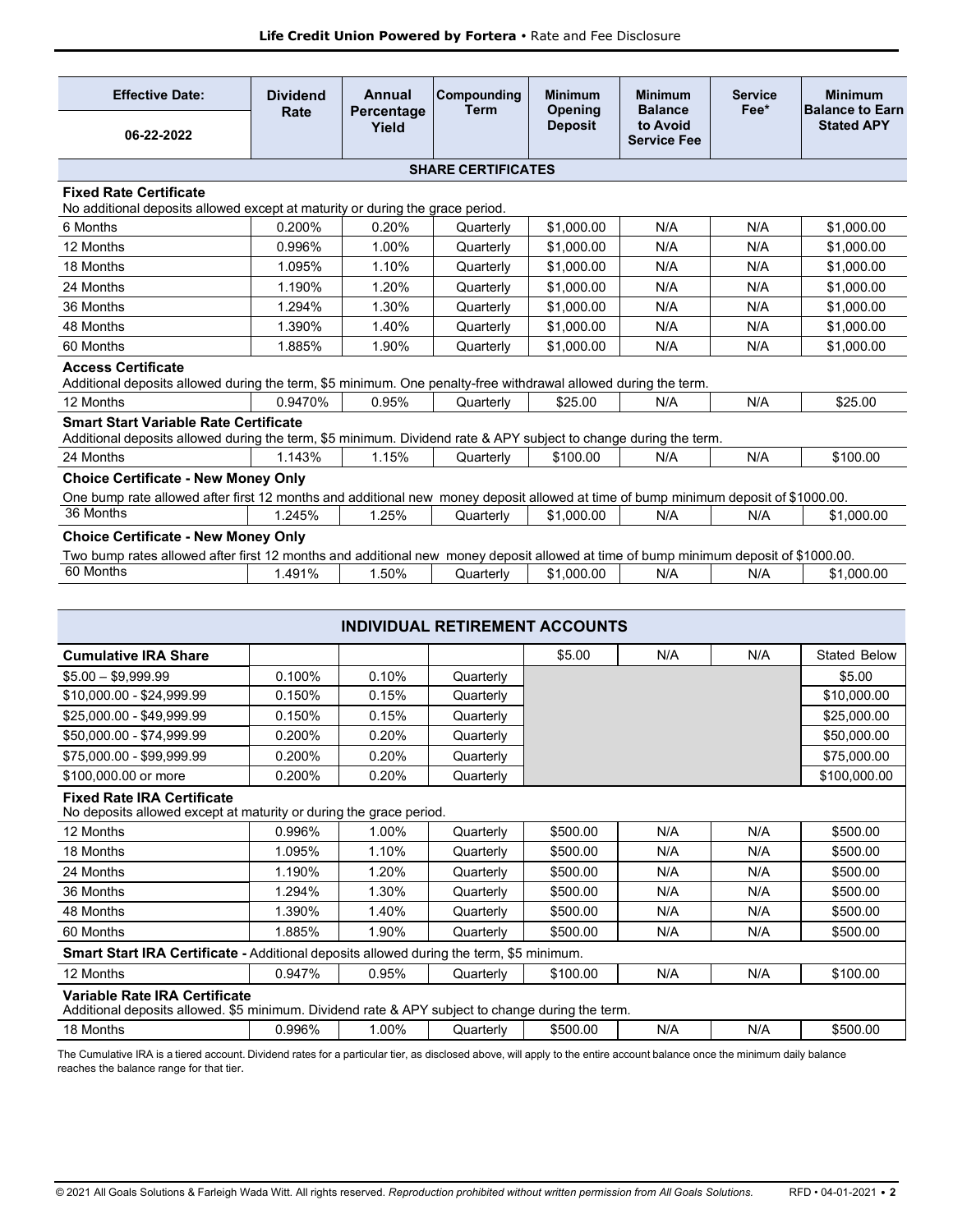| Effective Date: 06-22-2022 | Dividend Rate | Annual Percentage Yield | Compounding Term | Minimum Opening Deposit | Minimum Balance to Avoid Service Fee | Service Fee* | Minimum Balance to Earn Stated APY |
|---|---|---|---|---|---|---|---|
| **SHARE CERTIFICATES** | | | | | | | |
| **Fixed Rate Certificate** No additional deposits allowed except at maturity or during the grace period. | | | | | | | |
| 6 Months | 0.200% | 0.20% | Quarterly | $1,000.00 | N/A | N/A | $1,000.00 |
| 12 Months | 0.996% | 1.00% | Quarterly | $1,000.00 | N/A | N/A | $1,000.00 |
| 18 Months | 1.095% | 1.10% | Quarterly | $1,000.00 | N/A | N/A | $1,000.00 |
| 24 Months | 1.190% | 1.20% | Quarterly | $1,000.00 | N/A | N/A | $1,000.00 |
| 36 Months | 1.294% | 1.30% | Quarterly | $1,000.00 | N/A | N/A | $1,000.00 |
| 48 Months | 1.390% | 1.40% | Quarterly | $1,000.00 | N/A | N/A | $1,000.00 |
| 60 Months | 1.885% | 1.90% | Quarterly | $1,000.00 | N/A | N/A | $1,000.00 |
| **Access Certificate** Additional deposits allowed during the term, $5 minimum. One penalty-free withdrawal allowed during the term. | | | | | | | |
| 12 Months | 0.9470% | 0.95% | Quarterly | $25.00 | N/A | N/A | $25.00 |
| **Smart Start Variable Rate Certificate** Additional deposits allowed during the term, $5 minimum. Dividend rate & APY subject to change during the term. | | | | | | | |
| 24 Months | 1.143% | 1.15% | Quarterly | $100.00 | N/A | N/A | $100.00 |
| **Choice Certificate - New Money Only** One bump rate allowed after first 12 months and additional new money deposit allowed at time of bump minimum deposit of $1000.00. | | | | | | | |
| 36 Months | 1.245% | 1.25% | Quarterly | $1,000.00 | N/A | N/A | $1,000.00 |
| **Choice Certificate - New Money Only** Two bump rates allowed after first 12 months and additional new money deposit allowed at time of bump minimum deposit of $1000.00. | | | | | | | |
| 60 Months | 1.491% | 1.50% | Quarterly | $1,000.00 | N/A | N/A | $1,000.00 |

| **INDIVIDUAL RETIREMENT ACCOUNTS** | | | | | | | |
|---|---|---|---|---|---|---|---|
| **Cumulative IRA Share** | | | | $5.00 | N/A | N/A | Stated Below |
| $5.00 – $9,999.99 | 0.100% | 0.10% | Quarterly | | | | $5.00 |
| $10,000.00 - $24,999.99 | 0.150% | 0.15% | Quarterly | | | | $10,000.00 |
| $25,000.00 - $49,999.99 | 0.150% | 0.15% | Quarterly | | | | $25,000.00 |
| $50,000.00 - $74,999.99 | 0.200% | 0.20% | Quarterly | | | | $50,000.00 |
| $75,000.00 - $99,999.99 | 0.200% | 0.20% | Quarterly | | | | $75,000.00 |
| $100,000.00 or more | 0.200% | 0.20% | Quarterly | | | | $100,000.00 |
| **Fixed Rate IRA Certificate** No deposits allowed except at maturity or during the grace period. | | | | | | | |
| 12 Months | 0.996% | 1.00% | Quarterly | $500.00 | N/A | N/A | $500.00 |
| 18 Months | 1.095% | 1.10% | Quarterly | $500.00 | N/A | N/A | $500.00 |
| 24 Months | 1.190% | 1.20% | Quarterly | $500.00 | N/A | N/A | $500.00 |
| 36 Months | 1.294% | 1.30% | Quarterly | $500.00 | N/A | N/A | $500.00 |
| 48 Months | 1.390% | 1.40% | Quarterly | $500.00 | N/A | N/A | $500.00 |
| 60 Months | 1.885% | 1.90% | Quarterly | $500.00 | N/A | N/A | $500.00 |
| **Smart Start IRA Certificate -** Additional deposits allowed during the term, $5 minimum. | | | | | | | |
| 12 Months | 0.947% | 0.95% | Quarterly | $100.00 | N/A | N/A | $100.00 |
| **Variable Rate IRA Certificate** Additional deposits allowed. $5 minimum. Dividend rate & APY subject to change during the term. | | | | | | | |
| 18 Months | 0.996% | 1.00% | Quarterly | $500.00 | N/A | N/A | $500.00 |

The Cumulative IRA is a tiered account. Dividend rates for a particular tier, as disclosed above, will apply to the entire account balance once the minimum daily balance reaches the balance range for that tier.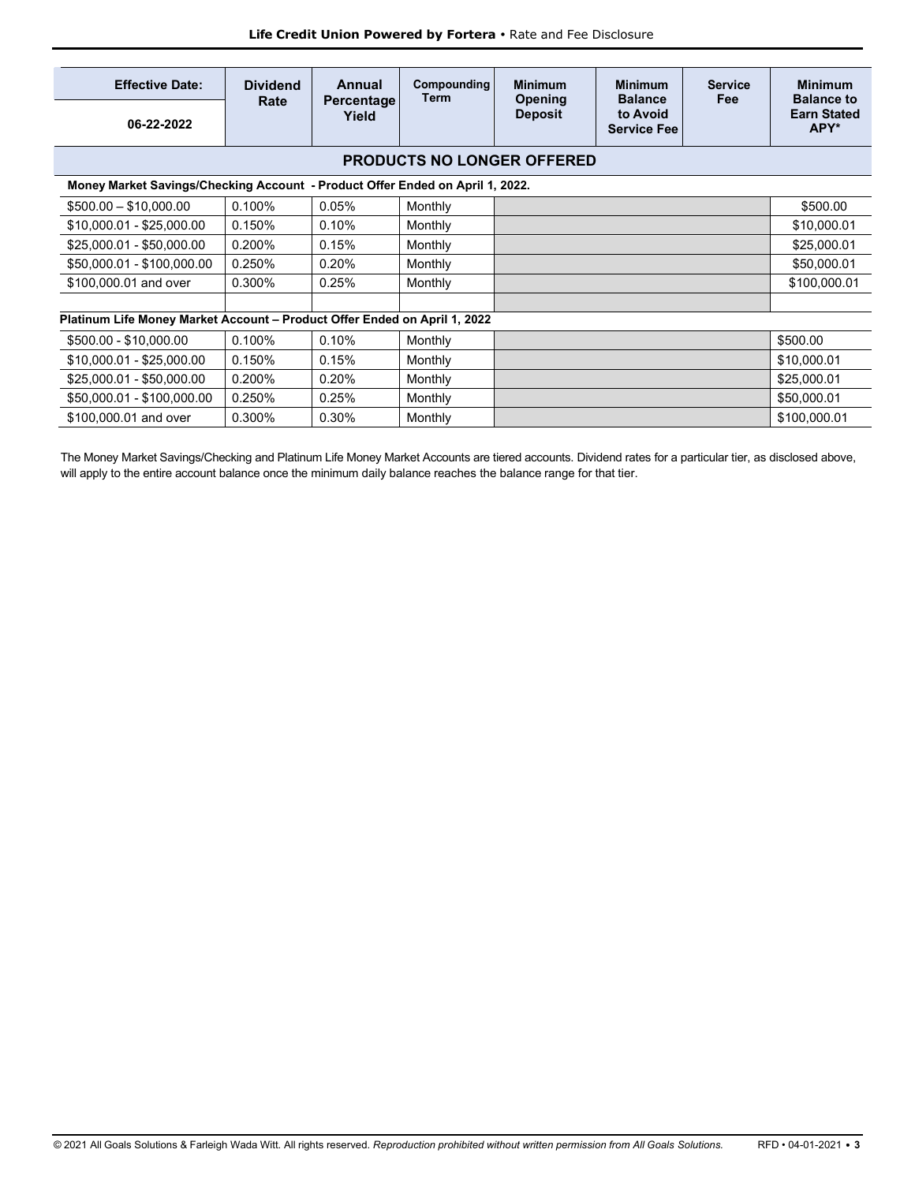| Effective Date: 06-22-2022 | Dividend Rate | Annual Percentage Yield | Compounding Term | Minimum Opening Deposit | Minimum Balance to Avoid Service Fee | Service Fee | Minimum Balance to Earn Stated APY* |
|---|---|---|---|---|---|---|---|
| **PRODUCTS NO LONGER OFFERED** | | | | | | | |
| **Money Market Savings/Checking Account - Product Offer Ended on April 1, 2022.** | | | | | | | |
| $500.00 – $10,000.00 | 0.100% | 0.05% | Monthly | | | | $500.00 |
| $10,000.01 - $25,000.00 | 0.150% | 0.10% | Monthly | | | | $10,000.01 |
| $25,000.01 - $50,000.00 | 0.200% | 0.15% | Monthly | | | | $25,000.01 |
| $50,000.01 - $100,000.00 | 0.250% | 0.20% | Monthly | | | | $50,000.01 |
| $100,000.01 and over | 0.300% | 0.25% | Monthly | | | | $100,000.01 |
| | | | | | | | |
| **Platinum Life Money Market Account – Product Offer Ended on April 1, 2022** | | | | | | | |
| $500.00 - $10,000.00 | 0.100% | 0.10% | Monthly | | | | $500.00 |
| $10,000.01 - $25,000.00 | 0.150% | 0.15% | Monthly | | | | $10,000.01 |
| $25,000.01 - $50,000.00 | 0.200% | 0.20% | Monthly | | | | $25,000.01 |
| $50,000.01 - $100,000.00 | 0.250% | 0.25% | Monthly | | | | $50,000.01 |
| $100,000.01 and over | 0.300% | 0.30% | Monthly | | | | $100,000.01 |

The Money Market Savings/Checking and Platinum Life Money Market Accounts are tiered accounts. Dividend rates for a particular tier, as disclosed above, will apply to the entire account balance once the minimum daily balance reaches the balance range for that tier.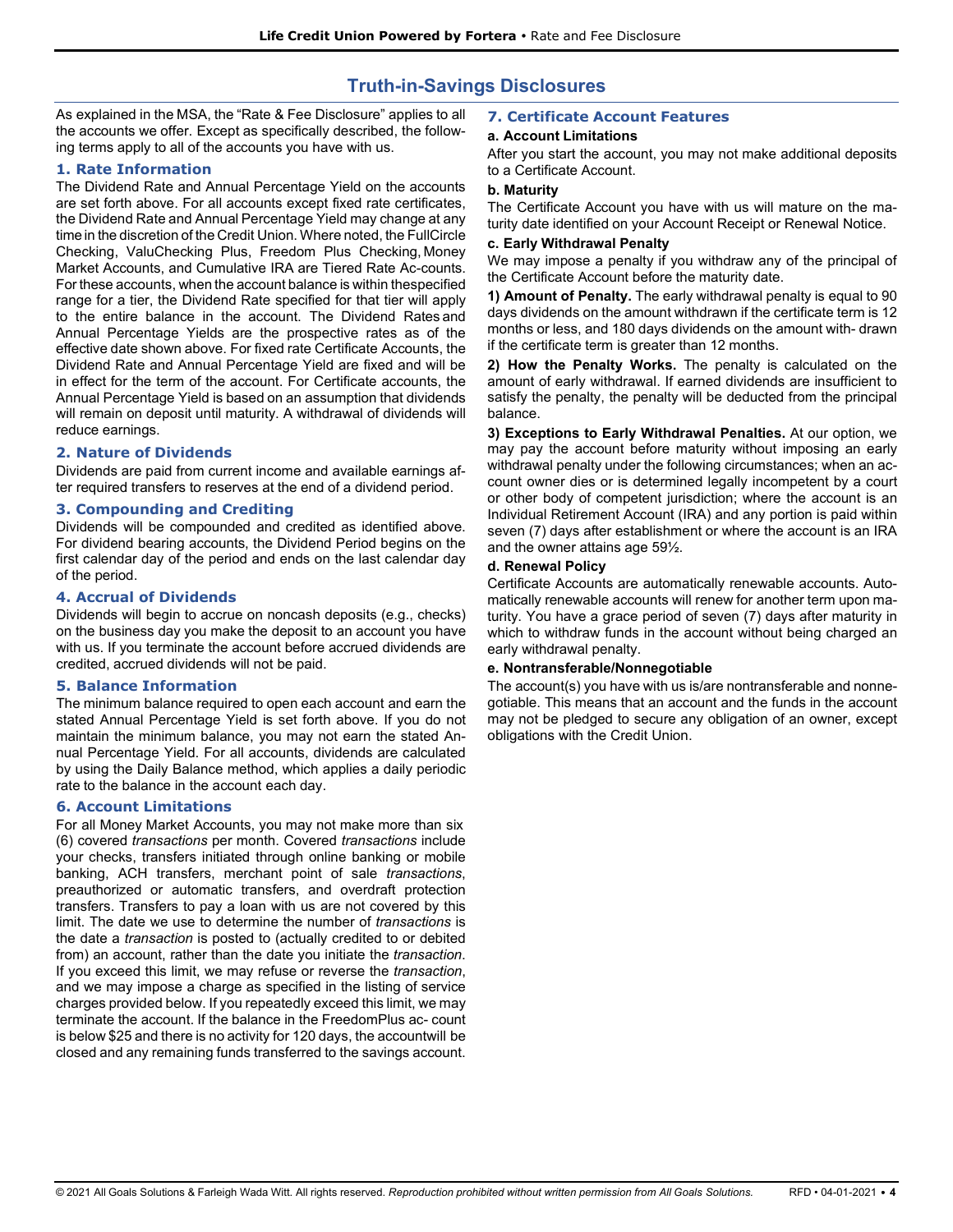# Truth-in-Savings Disclosures

As explained in the MSA, the "Rate & Fee Disclosure" applies to all the accounts we offer. Except as specifically described, the following terms apply to all of the accounts you have with us.

## 1. Rate Information

The Dividend Rate and Annual Percentage Yield on the accounts are set forth above. For all accounts except fixed rate certificates, the Dividend Rate and Annual Percentage Yield may change at any time in the discretion of the Credit Union. Where noted, the FullCircle Checking, ValuChecking Plus, Freedom Plus Checking, Money Market Accounts, and Cumulative IRA are Tiered Rate Ac-counts. For these accounts, when the account balance is within thespecified range for a tier, the Dividend Rate specified for that tier will apply to the entire balance in the account. The Dividend Rates and Annual Percentage Yields are the prospective rates as of the effective date shown above. For fixed rate Certificate Accounts, the Dividend Rate and Annual Percentage Yield are fixed and will be in effect for the term of the account. For Certificate accounts, the Annual Percentage Yield is based on an assumption that dividends will remain on deposit until maturity. A withdrawal of dividends will reduce earnings.

## 2. Nature of Dividends

Dividends are paid from current income and available earnings after required transfers to reserves at the end of a dividend period.

## 3. Compounding and Crediting

Dividends will be compounded and credited as identified above. For dividend bearing accounts, the Dividend Period begins on the first calendar day of the period and ends on the last calendar day of the period.

## 4. Accrual of Dividends

Dividends will begin to accrue on noncash deposits (e.g., checks) on the business day you make the deposit to an account you have with us. If you terminate the account before accrued dividends are credited, accrued dividends will not be paid.

## 5. Balance Information

The minimum balance required to open each account and earn the stated Annual Percentage Yield is set forth above. If you do not maintain the minimum balance, you may not earn the stated Annual Percentage Yield. For all accounts, dividends are calculated by using the Daily Balance method, which applies a daily periodic rate to the balance in the account each day.

## 6. Account Limitations

For all Money Market Accounts, you may not make more than six (6) covered *transactions* per month. Covered *transactions* include your checks, transfers initiated through online banking or mobile banking, ACH transfers, merchant point of sale *transactions*, preauthorized or automatic transfers, and overdraft protection transfers. Transfers to pay a loan with us are not covered by this limit. The date we use to determine the number of *transactions* is the date a *transaction* is posted to (actually credited to or debited from) an account, rather than the date you initiate the *transaction*. If you exceed this limit, we may refuse or reverse the *transaction*, and we may impose a charge as specified in the listing of service charges provided below. If you repeatedly exceed this limit, we may terminate the account. If the balance in the FreedomPlus ac- count is below $25 and there is no activity for 120 days, the accountwill be closed and any remaining funds transferred to the savings account.

## 7. Certificate Account Features

### a. Account Limitations

After you start the account, you may not make additional deposits to a Certificate Account.

### b. Maturity

The Certificate Account you have with us will mature on the maturity date identified on your Account Receipt or Renewal Notice.

### c. Early Withdrawal Penalty

We may impose a penalty if you withdraw any of the principal of the Certificate Account before the maturity date.

**1) Amount of Penalty.** The early withdrawal penalty is equal to 90 days dividends on the amount withdrawn if the certificate term is 12 months or less, and 180 days dividends on the amount with- drawn if the certificate term is greater than 12 months.

**2) How the Penalty Works.** The penalty is calculated on the amount of early withdrawal. If earned dividends are insufficient to satisfy the penalty, the penalty will be deducted from the principal balance.

**3) Exceptions to Early Withdrawal Penalties.** At our option, we may pay the account before maturity without imposing an early withdrawal penalty under the following circumstances; when an account owner dies or is determined legally incompetent by a court or other body of competent jurisdiction; where the account is an Individual Retirement Account (IRA) and any portion is paid within seven (7) days after establishment or where the account is an IRA and the owner attains age 59½.

### d. Renewal Policy

Certificate Accounts are automatically renewable accounts. Automatically renewable accounts will renew for another term upon maturity. You have a grace period of seven (7) days after maturity in which to withdraw funds in the account without being charged an early withdrawal penalty.

### e. Nontransferable/Nonnegotiable

The account(s) you have with us is/are nontransferable and nonnegotiable. This means that an account and the funds in the account may not be pledged to secure any obligation of an owner, except obligations with the Credit Union.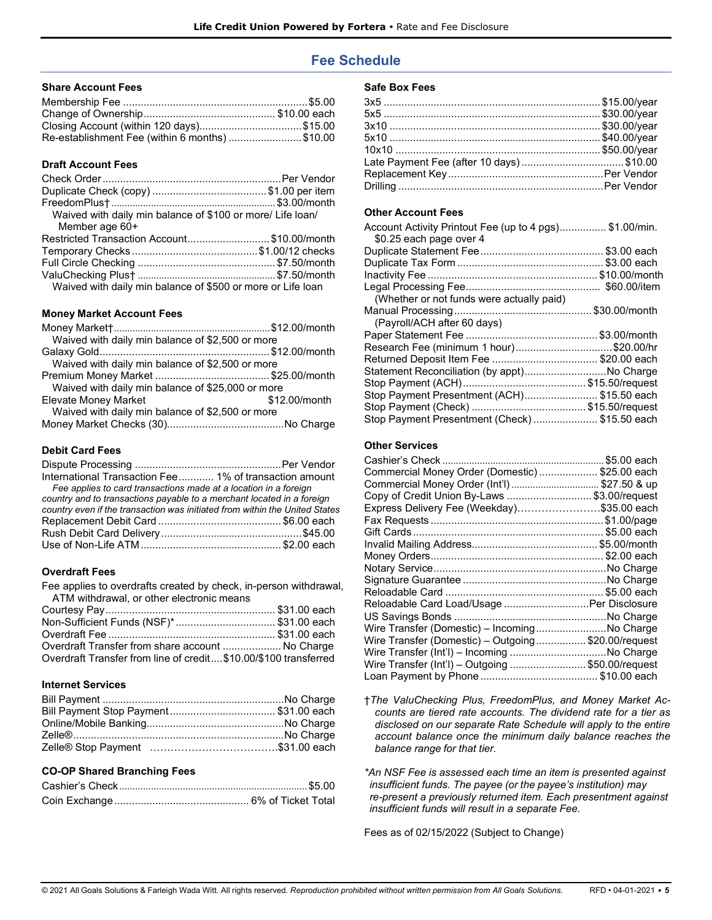# Fee Schedule

### Share Account Fees

| | |
|---|---|
| Membership Fee | $5.00 |
| Change of Ownership | $10.00 each |
| Closing Account (within 120 days) | $15.00 |
| Re-establishment Fee (within 6 months) | $10.00 |

### Draft Account Fees

| | |
|---|---|
| Check Order | Per Vendor |
| Duplicate Check (copy) | $1.00 per item |
| FreedomPlus† | $3.00/month |
| Waived with daily min balance of $100 or more/ Life loan/ Member age 60+ | |
| Restricted Transaction Account | $10.00/month |
| Temporary Checks | $1.00/12 checks |
| Full Circle Checking | $7.50/month |
| ValuChecking Plus† | $7.50/month |
| Waived with daily min balance of $500 or more or Life loan | |

### Money Market Account Fees

| | |
|---|---|
| Money Market† | $12.00/month |
| Waived with daily min balance of $2,500 or more | |
| Galaxy Gold | $12.00/month |
| Waived with daily min balance of $2,500 or more | |
| Premium Money Market | $25.00/month |
| Waived with daily min balance of $25,000 or more | |
| Elevate Money Market | $12.00/month |
| Waived with daily min balance of $2,500 or more | |
| Money Market Checks (30) | No Charge |

### Debit Card Fees

| | |
|---|---|
| Dispute Processing | Per Vendor |
| International Transaction Fee | 1% of transaction amount |

*Fee applies to card transactions made at a location in a foreign country and to transactions payable to a merchant located in a foreign country even if the transaction was initiated from within the United States*

| | |
|---|---|
| Replacement Debit Card | $6.00 each |
| Rush Debit Card Delivery | $45.00 |
| Use of Non-Life ATM | $2.00 each |

### Overdraft Fees

Fee applies to overdrafts created by check, in-person withdrawal, ATM withdrawal, or other electronic means

| | |
|---|---|
| Courtesy Pay | $31.00 each |
| Non-Sufficient Funds (NSF)* | $31.00 each |
| Overdraft Fee | $31.00 each |
| Overdraft Transfer from share account | No Charge |
| Overdraft Transfer from line of credit | $10.00/$100 transferred |

### Internet Services

| | |
|---|---|
| Bill Payment | No Charge |
| Bill Payment Stop Payment | $31.00 each |
| Online/Mobile Banking | No Charge |
| Zelle® | No Charge |
| Zelle® Stop Payment | $31.00 each |

### CO-OP Shared Branching Fees

| | |
|---|---|
| Cashier's Check | $5.00 |
| Coin Exchange | 6% of Ticket Total |

### Safe Box Fees

| | |
|---|---|
| 3x5 | $15.00/year |
| 5x5 | $30.00/year |
| 3x10 | $30.00/year |
| 5x10 | $40.00/year |
| 10x10 | $50.00/year |
| Late Payment Fee (after 10 days) | $10.00 |
| Replacement Key | Per Vendor |
| Drilling | Per Vendor |

### Other Account Fees

| | |
|---|---|
| Account Activity Printout Fee (up to 4 pgs) $0.25 each page over 4 | $1.00/min. |
| Duplicate Statement Fee | $3.00 each |
| Duplicate Tax Form | $3.00 each |
| Inactivity Fee | $10.00/month |
| Legal Processing Fee (Whether or not funds were actually paid) | $60.00/item |
| Manual Processing (Payroll/ACH after 60 days) | $30.00/month |
| Paper Statement Fee | $3.00/month |
| Research Fee (minimum 1 hour) | $20.00/hr |
| Returned Deposit Item Fee | $20.00 each |
| Statement Reconciliation (by appt) | No Charge |
| Stop Payment (ACH) | $15.50/request |
| Stop Payment Presentment (ACH) | $15.50 each |
| Stop Payment (Check) | $15.50/request |
| Stop Payment Presentment (Check) | $15.50 each |

### Other Services

| | |
|---|---|
| Cashier's Check | $5.00 each |
| Commercial Money Order (Domestic) | $25.00 each |
| Commercial Money Order (Int'l) | $27.50 & up |
| Copy of Credit Union By-Laws | $3.00/request |
| Express Delivery Fee (Weekday) | $35.00 each |
| Fax Requests | $1.00/page |
| Gift Cards | $5.00 each |
| Invalid Mailing Address | $5.00/month |
| Money Orders | $2.00 each |
| Notary Service | No Charge |
| Signature Guarantee | No Charge |
| Reloadable Card | $5.00 each |
| Reloadable Card Load/Usage | Per Disclosure |
| US Savings Bonds | No Charge |
| Wire Transfer (Domestic) – Incoming | No Charge |
| Wire Transfer (Domestic) – Outgoing | $20.00/request |
| Wire Transfer (Int'l) – Incoming | No Charge |
| Wire Transfer (Int'l) – Outgoing | $50.00/request |
| Loan Payment by Phone | $10.00 each |

†*The ValuChecking Plus, FreedomPlus, and Money Market Accounts are tiered rate accounts. The dividend rate for a tier as disclosed on our separate Rate Schedule will apply to the entire account balance once the minimum daily balance reaches the balance range for that tier.*

**An NSF Fee is assessed each time an item is presented against insufficient funds. The payee (or the payee's institution) may re-present a previously returned item. Each presentment against insufficient funds will result in a separate Fee.*

Fees as of 02/15/2022 (Subject to Change)